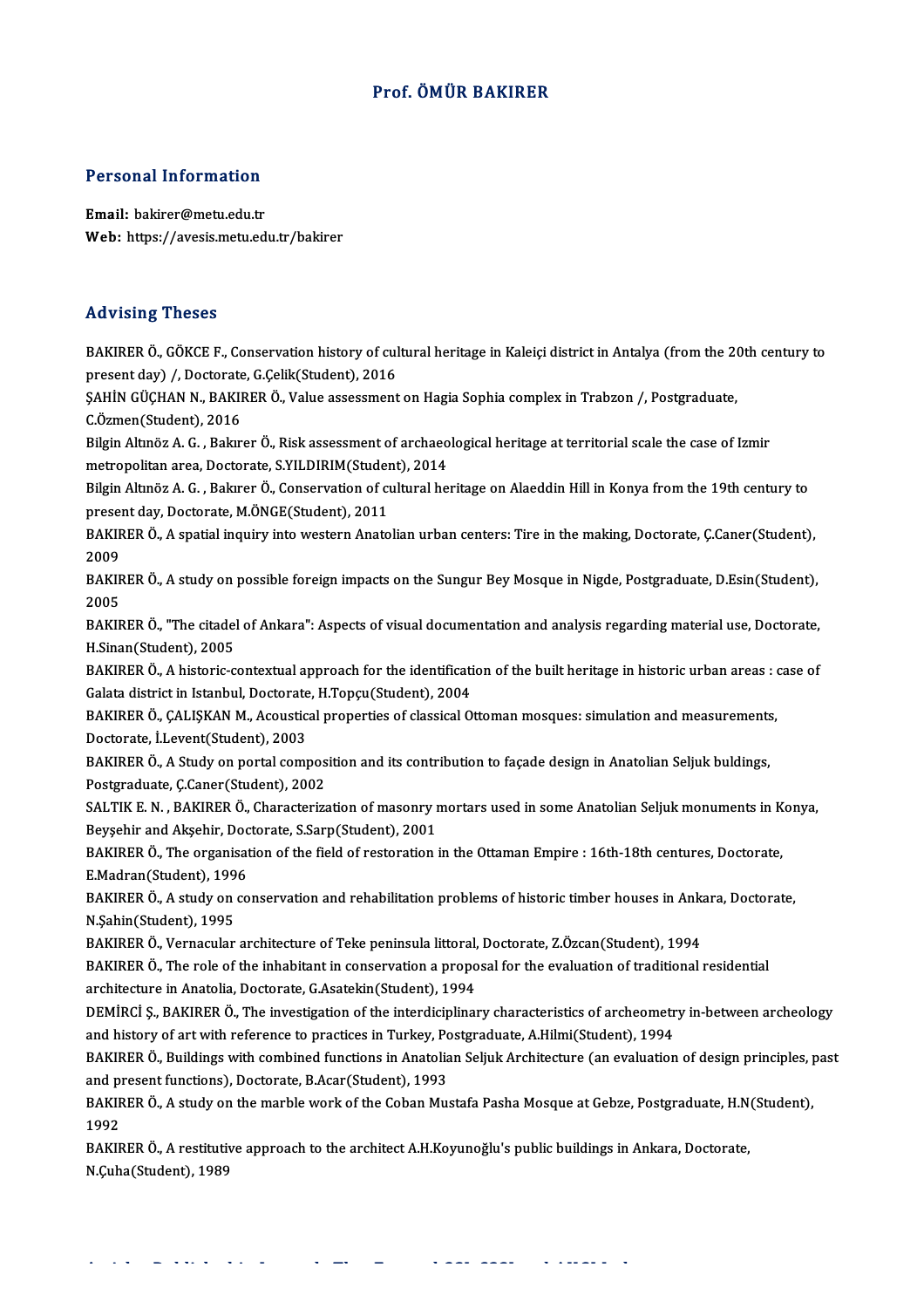# Prof. ÖMÜR BAKIRER

## Personal Information

**Email:** bakirer@metu.edu.tr
**Web:** https://avesis.metu.edu.tr/bakirer

## Advising Theses

BAKIRER Ö., GÖKCE F., Conservation history of cultural heritage in Kaleiçi district in Antalya (from the 20th century to present day) /, Doctorate, G.Çelik(Student), 2016

ŞAHİN GÜÇHAN N., BAKIRER Ö., Value assessment on Hagia Sophia complex in Trabzon /, Postgraduate, C.Özmen(Student), 2016

Bilgin Altınöz A. G. , Bakırer Ö., Risk assessment of archaeological heritage at territorial scale the case of Izmir metropolitan area, Doctorate, S.YILDIRIM(Student), 2014

Bilgin Altınöz A. G. , Bakırer Ö., Conservation of cultural heritage on Alaeddin Hill in Konya from the 19th century to present day, Doctorate, M.ÖNGE(Student), 2011

BAKIRER Ö., A spatial inquiry into western Anatolian urban centers: Tire in the making, Doctorate, Ç.Caner(Student), 2009

BAKIRER Ö., A study on possible foreign impacts on the Sungur Bey Mosque in Nigde, Postgraduate, D.Esin(Student), 2005

BAKIRER Ö., "The citadel of Ankara": Aspects of visual documentation and analysis regarding material use, Doctorate, H.Sinan(Student), 2005

BAKIRER Ö., A historic-contextual approach for the identification of the built heritage in historic urban areas : case of Galata district in Istanbul, Doctorate, H.Topçu(Student), 2004

BAKIRER Ö., ÇALIŞKAN M., Acoustical properties of classical Ottoman mosques: simulation and measurements, Doctorate, İ.Levent(Student), 2003

BAKIRER Ö., A Study on portal composition and its contribution to façade design in Anatolian Seljuk buldings, Postgraduate, Ç.Caner(Student), 2002

SALTIK E. N. , BAKIRER Ö., Characterization of masonry mortars used in some Anatolian Seljuk monuments in Konya, Beyşehir and Akşehir, Doctorate, S.Sarp(Student), 2001

BAKIRER Ö., The organisation of the field of restoration in the Ottaman Empire : 16th-18th centures, Doctorate, E.Madran(Student), 1996

BAKIRER Ö., A study on conservation and rehabilitation problems of historic timber houses in Ankara, Doctorate, N.Şahin(Student), 1995

BAKIRER Ö., Vernacular architecture of Teke peninsula littoral, Doctorate, Z.Özcan(Student), 1994

BAKIRER Ö., The role of the inhabitant in conservation a proposal for the evaluation of traditional residential architecture in Anatolia, Doctorate, G.Asatekin(Student), 1994

DEMİRCİ Ş., BAKIRER Ö., The investigation of the interdiciplinary characteristics of archeometry in-between archeology and history of art with reference to practices in Turkey, Postgraduate, A.Hilmi(Student), 1994

BAKIRER Ö., Buildings with combined functions in Anatolian Seljuk Architecture (an evaluation of design principles, past and present functions), Doctorate, B.Acar(Student), 1993

BAKIRER Ö., A study on the marble work of the Coban Mustafa Pasha Mosque at Gebze, Postgraduate, H.N(Student), 1992

BAKIRER Ö., A restitutive approach to the architect A.H.Koyunoğlu's public buildings in Ankara, Doctorate, N.Çuha(Student), 1989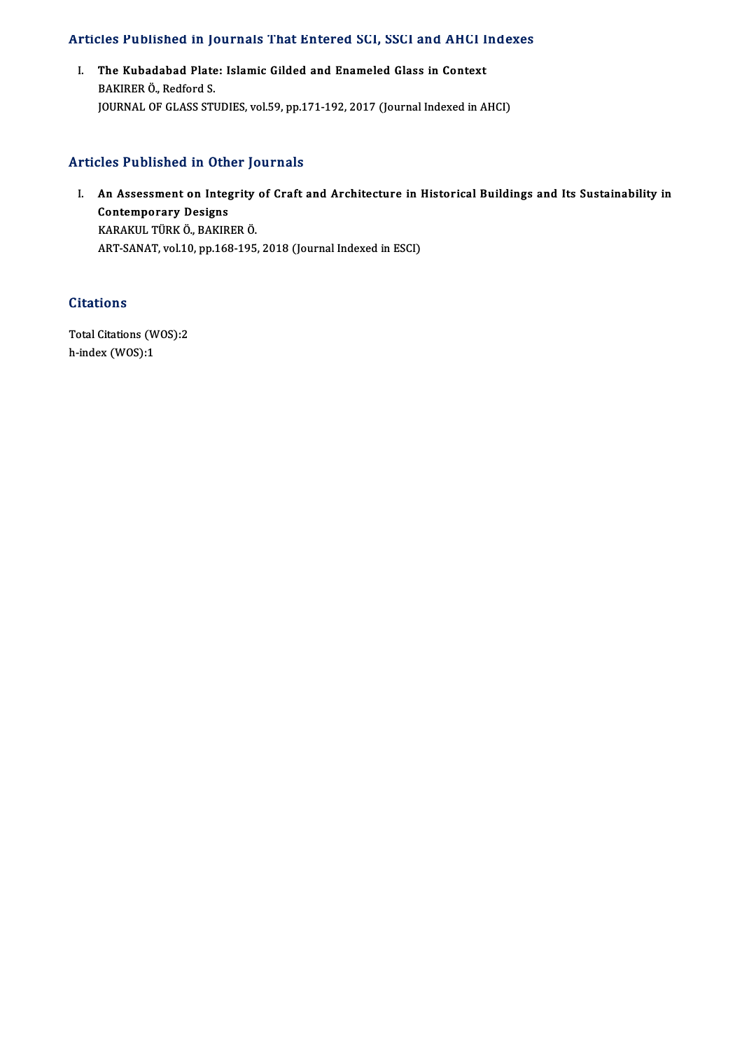## Articles Published in Journals That Entered SCI, SSCI and AHCI Indexes

I. **The Kubadabad Plate: Islamic Gilded and Enameled Glass in Context**
   BAKIRER Ö., Redford S.
   JOURNAL OF GLASS STUDIES, vol.59, pp.171-192, 2017 (Journal Indexed in AHCI)

## Articles Published in Other Journals

I. **An Assessment on Integrity of Craft and Architecture in Historical Buildings and Its Sustainability in Contemporary Designs**
   KARAKUL TÜRK Ö., BAKIRER Ö.
   ART-SANAT, vol.10, pp.168-195, 2018 (Journal Indexed in ESCI)

## Citations

Total Citations (WOS):2
h-index (WOS):1